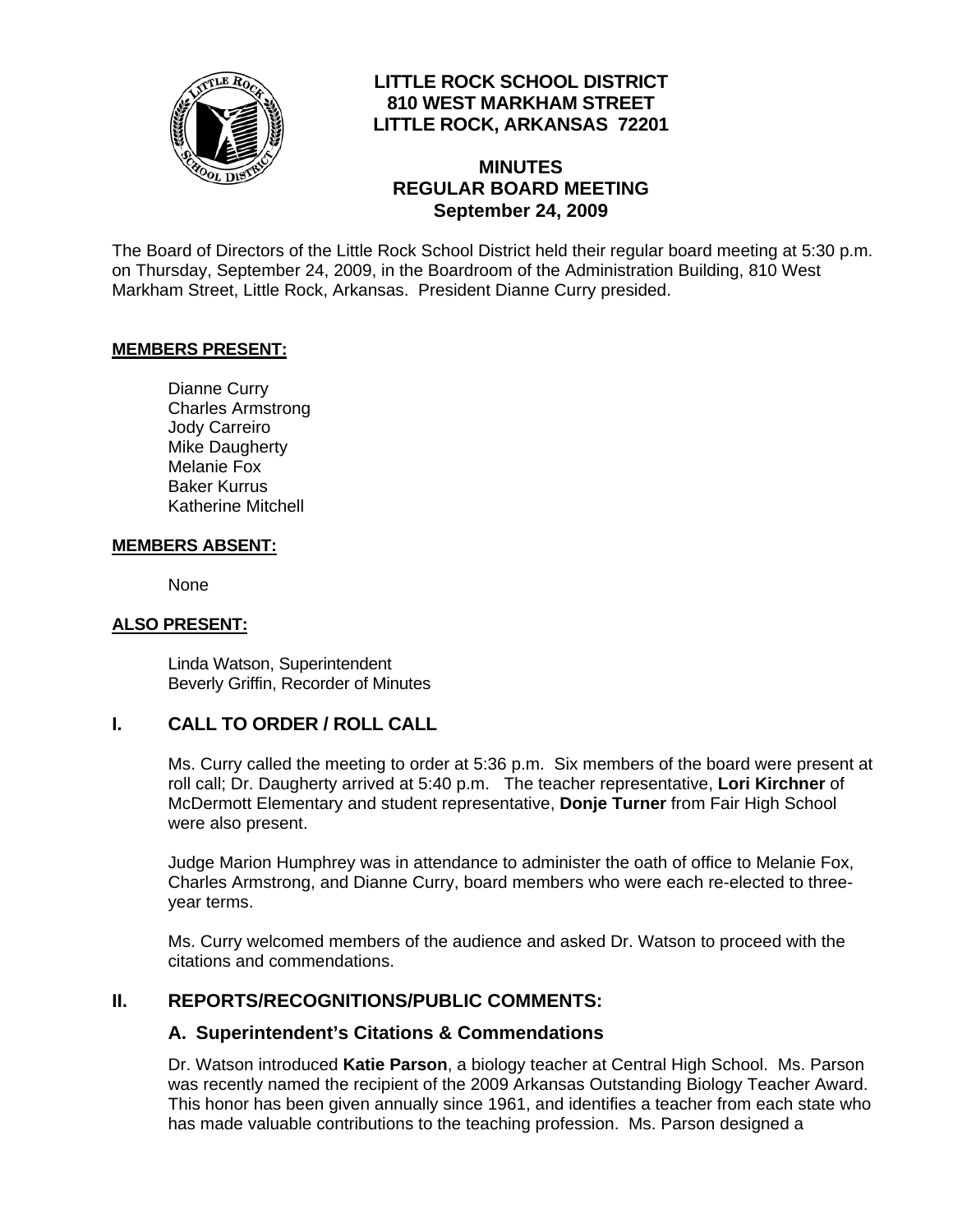# LITTLE ROCK SCHOOL DISTRICT
## 810 WEST MARKHAM STREET
## LITTLE ROCK, ARKANSAS 72201

## MINUTES
## REGULAR BOARD MEETING
## September 24, 2009

The Board of Directors of the Little Rock School District held their regular board meeting at 5:30 p.m. on Thursday, September 24, 2009, in the Boardroom of the Administration Building, 810 West Markham Street, Little Rock, Arkansas. President Dianne Curry presided.

**MEMBERS PRESENT:**

Dianne Curry
Charles Armstrong
Jody Carreiro
Mike Daugherty
Melanie Fox
Baker Kurrus
Katherine Mitchell

**MEMBERS ABSENT:**

None

**ALSO PRESENT:**

Linda Watson, Superintendent
Beverly Griffin, Recorder of Minutes

## I. CALL TO ORDER / ROLL CALL

Ms. Curry called the meeting to order at 5:36 p.m. Six members of the board were present at roll call; Dr. Daugherty arrived at 5:40 p.m. The teacher representative, **Lori Kirchner** of McDermott Elementary and student representative, **Donje Turner** from Fair High School were also present.

Judge Marion Humphrey was in attendance to administer the oath of office to Melanie Fox, Charles Armstrong, and Dianne Curry, board members who were each re-elected to three-year terms.

Ms. Curry welcomed members of the audience and asked Dr. Watson to proceed with the citations and commendations.

## II. REPORTS/RECOGNITIONS/PUBLIC COMMENTS:

### A. Superintendent's Citations & Commendations

Dr. Watson introduced **Katie Parson**, a biology teacher at Central High School. Ms. Parson was recently named the recipient of the 2009 Arkansas Outstanding Biology Teacher Award. This honor has been given annually since 1961, and identifies a teacher from each state who has made valuable contributions to the teaching profession. Ms. Parson designed a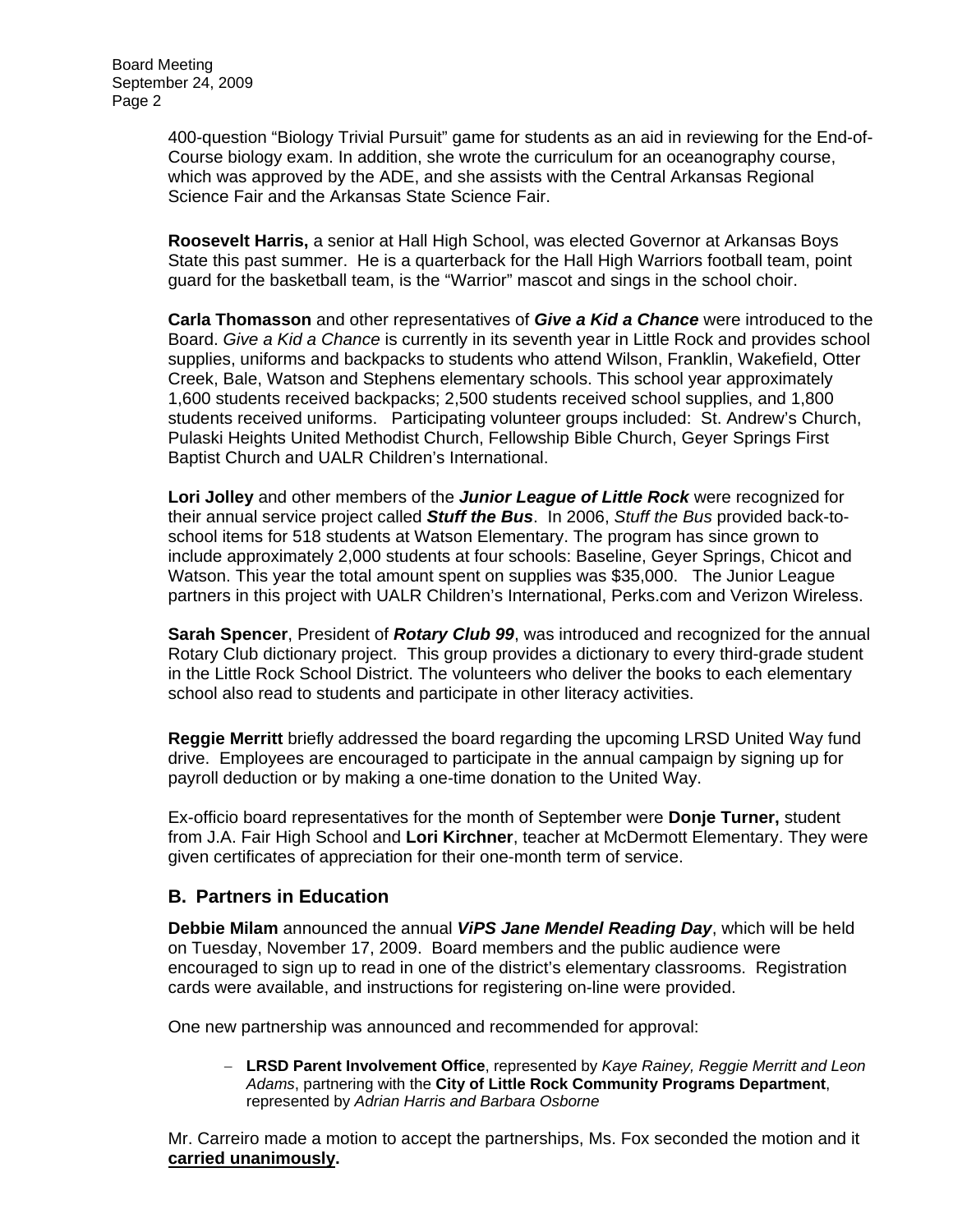400-question “Biology Trivial Pursuit” game for students as an aid in reviewing for the End-of-Course biology exam. In addition, she wrote the curriculum for an oceanography course, which was approved by the ADE, and she assists with the Central Arkansas Regional Science Fair and the Arkansas State Science Fair.

**Roosevelt Harris,** a senior at Hall High School, was elected Governor at Arkansas Boys State this past summer. He is a quarterback for the Hall High Warriors football team, point guard for the basketball team, is the “Warrior” mascot and sings in the school choir.

**Carla Thomasson** and other representatives of ***Give a Kid a Chance*** were introduced to the Board. *Give a Kid a Chance* is currently in its seventh year in Little Rock and provides school supplies, uniforms and backpacks to students who attend Wilson, Franklin, Wakefield, Otter Creek, Bale, Watson and Stephens elementary schools. This school year approximately 1,600 students received backpacks; 2,500 students received school supplies, and 1,800 students received uniforms. Participating volunteer groups included: St. Andrew’s Church, Pulaski Heights United Methodist Church, Fellowship Bible Church, Geyer Springs First Baptist Church and UALR Children’s International.

**Lori Jolley** and other members of the ***Junior League of Little Rock*** were recognized for their annual service project called ***Stuff the Bus***. In 2006, *Stuff the Bus* provided back-to-school items for 518 students at Watson Elementary. The program has since grown to include approximately 2,000 students at four schools: Baseline, Geyer Springs, Chicot and Watson. This year the total amount spent on supplies was $35,000. The Junior League partners in this project with UALR Children’s International, Perks.com and Verizon Wireless.

**Sarah Spencer**, President of ***Rotary Club 99***, was introduced and recognized for the annual Rotary Club dictionary project. This group provides a dictionary to every third-grade student in the Little Rock School District. The volunteers who deliver the books to each elementary school also read to students and participate in other literacy activities.

**Reggie Merritt** briefly addressed the board regarding the upcoming LRSD United Way fund drive. Employees are encouraged to participate in the annual campaign by signing up for payroll deduction or by making a one-time donation to the United Way.

Ex-officio board representatives for the month of September were **Donje Turner,** student from J.A. Fair High School and **Lori Kirchner**, teacher at McDermott Elementary. They were given certificates of appreciation for their one-month term of service.

## B. Partners in Education

**Debbie Milam** announced the annual ***ViPS Jane Mendel Reading Day***, which will be held on Tuesday, November 17, 2009. Board members and the public audience were encouraged to sign up to read in one of the district’s elementary classrooms. Registration cards were available, and instructions for registering on-line were provided.

One new partnership was announced and recommended for approval:

- **LRSD Parent Involvement Office**, represented by *Kaye Rainey, Reggie Merritt and Leon Adams*, partnering with the **City of Little Rock Community Programs Department**, represented by *Adrian Harris and Barbara Osborne*

Mr. Carreiro made a motion to accept the partnerships, Ms. Fox seconded the motion and it **carried unanimously.**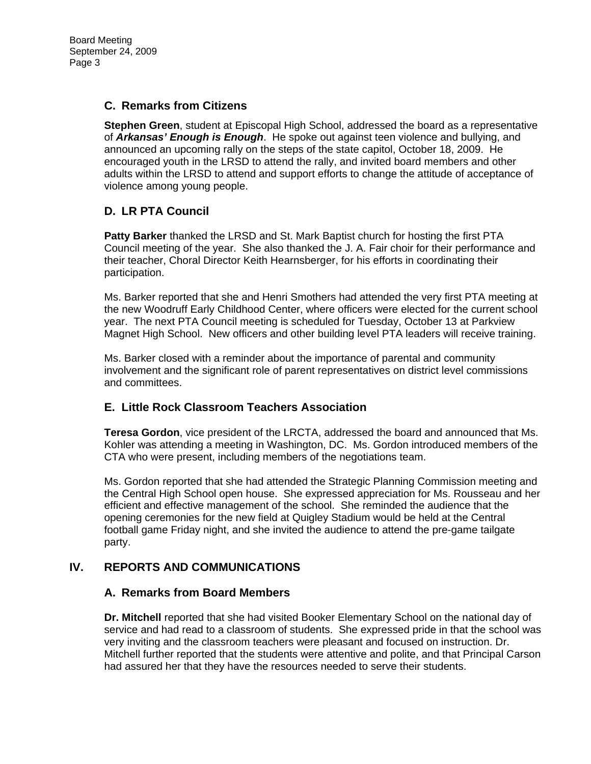### C. Remarks from Citizens

**Stephen Green**, student at Episcopal High School, addressed the board as a representative of ***Arkansas' Enough is Enough***. He spoke out against teen violence and bullying, and announced an upcoming rally on the steps of the state capitol, October 18, 2009. He encouraged youth in the LRSD to attend the rally, and invited board members and other adults within the LRSD to attend and support efforts to change the attitude of acceptance of violence among young people.

### D. LR PTA Council

**Patty Barker** thanked the LRSD and St. Mark Baptist church for hosting the first PTA Council meeting of the year. She also thanked the J. A. Fair choir for their performance and their teacher, Choral Director Keith Hearnsberger, for his efforts in coordinating their participation.

Ms. Barker reported that she and Henri Smothers had attended the very first PTA meeting at the new Woodruff Early Childhood Center, where officers were elected for the current school year. The next PTA Council meeting is scheduled for Tuesday, October 13 at Parkview Magnet High School. New officers and other building level PTA leaders will receive training.

Ms. Barker closed with a reminder about the importance of parental and community involvement and the significant role of parent representatives on district level commissions and committees.

### E. Little Rock Classroom Teachers Association

**Teresa Gordon**, vice president of the LRCTA, addressed the board and announced that Ms. Kohler was attending a meeting in Washington, DC. Ms. Gordon introduced members of the CTA who were present, including members of the negotiations team.

Ms. Gordon reported that she had attended the Strategic Planning Commission meeting and the Central High School open house. She expressed appreciation for Ms. Rousseau and her efficient and effective management of the school. She reminded the audience that the opening ceremonies for the new field at Quigley Stadium would be held at the Central football game Friday night, and she invited the audience to attend the pre-game tailgate party.

## IV. REPORTS AND COMMUNICATIONS

### A. Remarks from Board Members

**Dr. Mitchell** reported that she had visited Booker Elementary School on the national day of service and had read to a classroom of students. She expressed pride in that the school was very inviting and the classroom teachers were pleasant and focused on instruction. Dr. Mitchell further reported that the students were attentive and polite, and that Principal Carson had assured her that they have the resources needed to serve their students.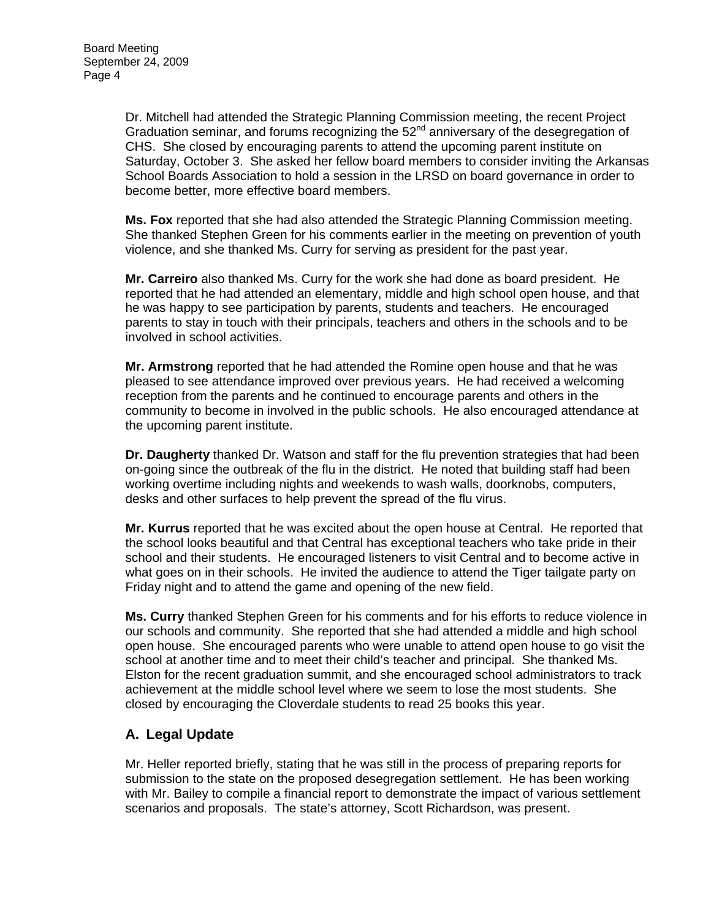Dr. Mitchell had attended the Strategic Planning Commission meeting, the recent Project Graduation seminar, and forums recognizing the 52nd anniversary of the desegregation of CHS. She closed by encouraging parents to attend the upcoming parent institute on Saturday, October 3. She asked her fellow board members to consider inviting the Arkansas School Boards Association to hold a session in the LRSD on board governance in order to become better, more effective board members.

**Ms. Fox** reported that she had also attended the Strategic Planning Commission meeting. She thanked Stephen Green for his comments earlier in the meeting on prevention of youth violence, and she thanked Ms. Curry for serving as president for the past year.

**Mr. Carreiro** also thanked Ms. Curry for the work she had done as board president. He reported that he had attended an elementary, middle and high school open house, and that he was happy to see participation by parents, students and teachers. He encouraged parents to stay in touch with their principals, teachers and others in the schools and to be involved in school activities.

**Mr. Armstrong** reported that he had attended the Romine open house and that he was pleased to see attendance improved over previous years. He had received a welcoming reception from the parents and he continued to encourage parents and others in the community to become in involved in the public schools. He also encouraged attendance at the upcoming parent institute.

**Dr. Daugherty** thanked Dr. Watson and staff for the flu prevention strategies that had been on-going since the outbreak of the flu in the district. He noted that building staff had been working overtime including nights and weekends to wash walls, doorknobs, computers, desks and other surfaces to help prevent the spread of the flu virus.

**Mr. Kurrus** reported that he was excited about the open house at Central. He reported that the school looks beautiful and that Central has exceptional teachers who take pride in their school and their students. He encouraged listeners to visit Central and to become active in what goes on in their schools. He invited the audience to attend the Tiger tailgate party on Friday night and to attend the game and opening of the new field.

**Ms. Curry** thanked Stephen Green for his comments and for his efforts to reduce violence in our schools and community. She reported that she had attended a middle and high school open house. She encouraged parents who were unable to attend open house to go visit the school at another time and to meet their child's teacher and principal. She thanked Ms. Elston for the recent graduation summit, and she encouraged school administrators to track achievement at the middle school level where we seem to lose the most students. She closed by encouraging the Cloverdale students to read 25 books this year.

## A. Legal Update

Mr. Heller reported briefly, stating that he was still in the process of preparing reports for submission to the state on the proposed desegregation settlement. He has been working with Mr. Bailey to compile a financial report to demonstrate the impact of various settlement scenarios and proposals. The state's attorney, Scott Richardson, was present.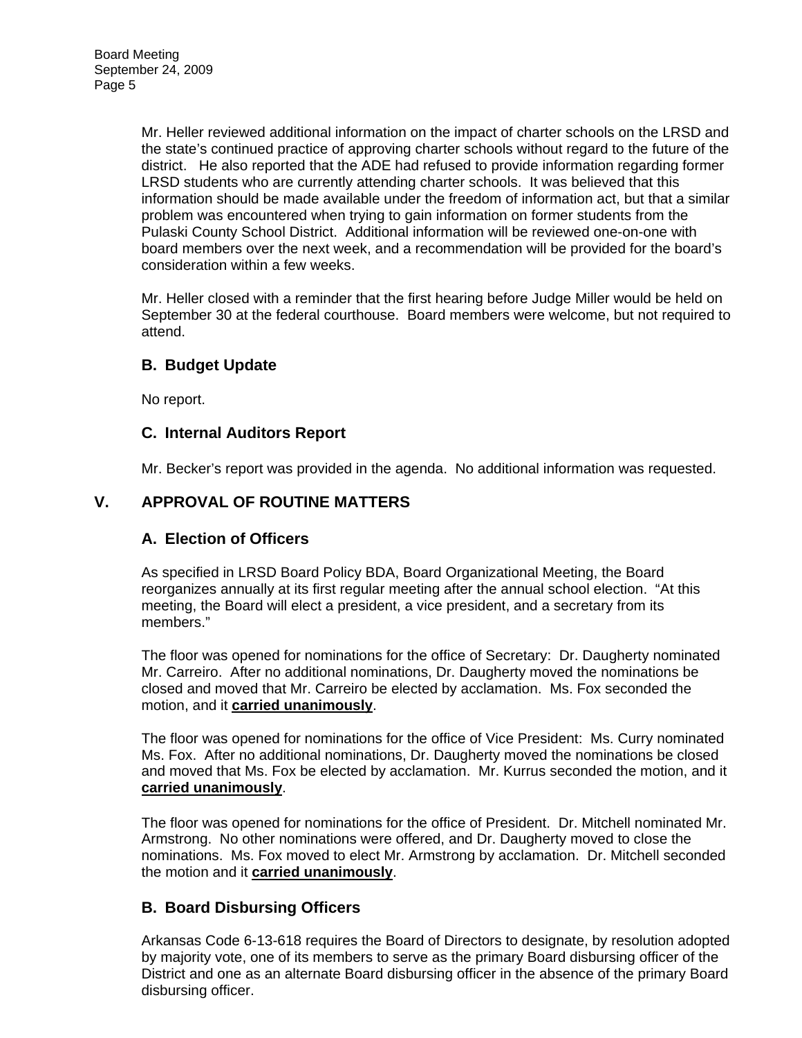Mr. Heller reviewed additional information on the impact of charter schools on the LRSD and the state's continued practice of approving charter schools without regard to the future of the district. He also reported that the ADE had refused to provide information regarding former LRSD students who are currently attending charter schools. It was believed that this information should be made available under the freedom of information act, but that a similar problem was encountered when trying to gain information on former students from the Pulaski County School District. Additional information will be reviewed one-on-one with board members over the next week, and a recommendation will be provided for the board's consideration within a few weeks.

Mr. Heller closed with a reminder that the first hearing before Judge Miller would be held on September 30 at the federal courthouse. Board members were welcome, but not required to attend.

### B. Budget Update

No report.

### C. Internal Auditors Report

Mr. Becker's report was provided in the agenda. No additional information was requested.

## V. APPROVAL OF ROUTINE MATTERS

### A. Election of Officers

As specified in LRSD Board Policy BDA, Board Organizational Meeting, the Board reorganizes annually at its first regular meeting after the annual school election. "At this meeting, the Board will elect a president, a vice president, and a secretary from its members."

The floor was opened for nominations for the office of Secretary: Dr. Daugherty nominated Mr. Carreiro. After no additional nominations, Dr. Daugherty moved the nominations be closed and moved that Mr. Carreiro be elected by acclamation. Ms. Fox seconded the motion, and it **carried unanimously**.

The floor was opened for nominations for the office of Vice President: Ms. Curry nominated Ms. Fox. After no additional nominations, Dr. Daugherty moved the nominations be closed and moved that Ms. Fox be elected by acclamation. Mr. Kurrus seconded the motion, and it **carried unanimously**.

The floor was opened for nominations for the office of President. Dr. Mitchell nominated Mr. Armstrong. No other nominations were offered, and Dr. Daugherty moved to close the nominations. Ms. Fox moved to elect Mr. Armstrong by acclamation. Dr. Mitchell seconded the motion and it **carried unanimously**.

### B. Board Disbursing Officers

Arkansas Code 6-13-618 requires the Board of Directors to designate, by resolution adopted by majority vote, one of its members to serve as the primary Board disbursing officer of the District and one as an alternate Board disbursing officer in the absence of the primary Board disbursing officer.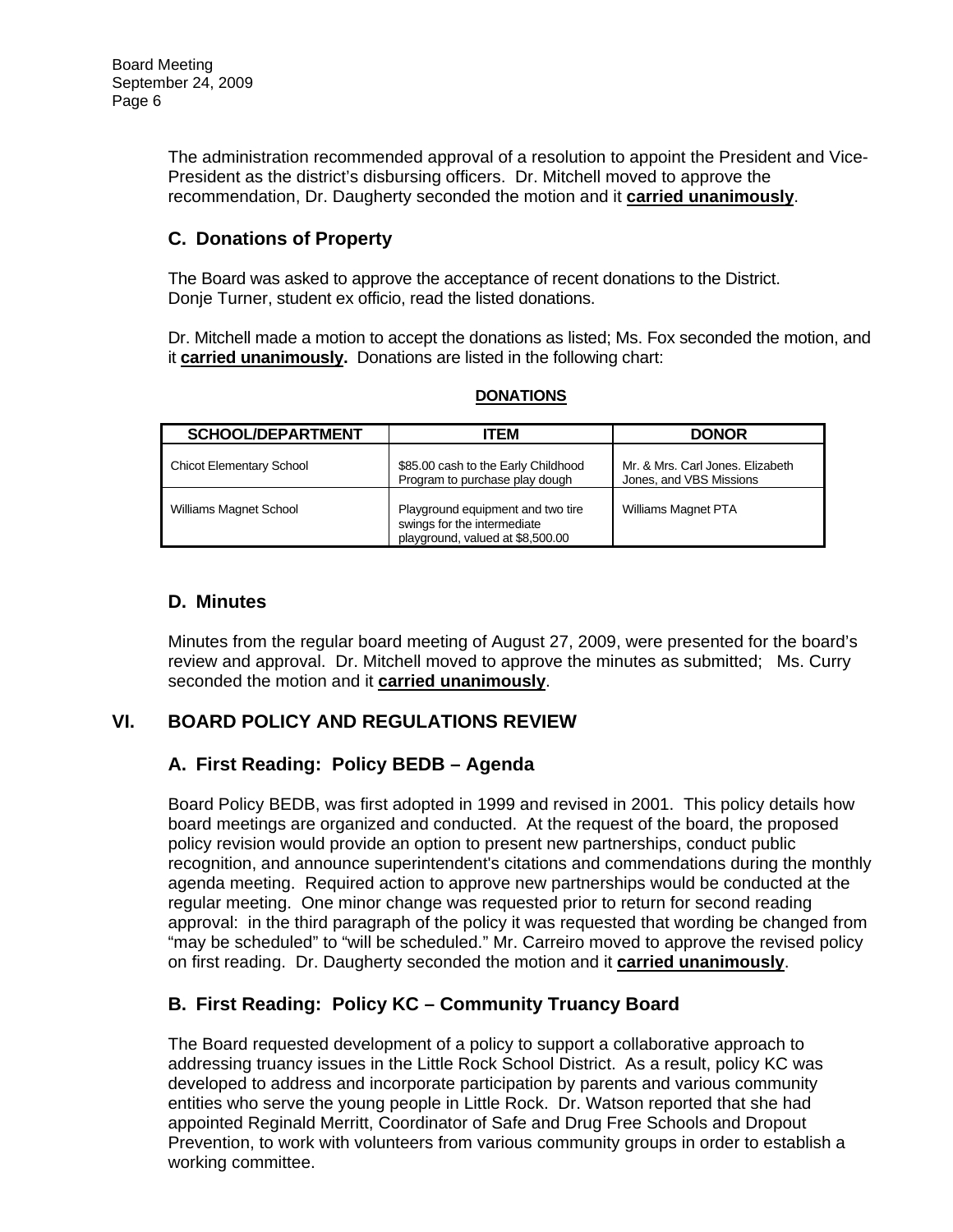The administration recommended approval of a resolution to appoint the President and Vice-President as the district's disbursing officers. Dr. Mitchell moved to approve the recommendation, Dr. Daugherty seconded the motion and it **carried unanimously**.

### C. Donations of Property

The Board was asked to approve the acceptance of recent donations to the District. Donje Turner, student ex officio, read the listed donations.

Dr. Mitchell made a motion to accept the donations as listed; Ms. Fox seconded the motion, and it **carried unanimously.** Donations are listed in the following chart:

**DONATIONS**

| SCHOOL/DEPARTMENT | ITEM | DONOR |
|---|---|---|
| Chicot Elementary School | \$85.00 cash to the Early Childhood Program to purchase play dough | Mr. & Mrs. Carl Jones. Elizabeth Jones, and VBS Missions |
| Williams Magnet School | Playground equipment and two tire swings for the intermediate playground, valued at \$8,500.00 | Williams Magnet PTA |

### D. Minutes

Minutes from the regular board meeting of August 27, 2009, were presented for the board's review and approval. Dr. Mitchell moved to approve the minutes as submitted; Ms. Curry seconded the motion and it **carried unanimously**.

## VI. BOARD POLICY AND REGULATIONS REVIEW

### A. First Reading: Policy BEDB – Agenda

Board Policy BEDB, was first adopted in 1999 and revised in 2001. This policy details how board meetings are organized and conducted. At the request of the board, the proposed policy revision would provide an option to present new partnerships, conduct public recognition, and announce superintendent's citations and commendations during the monthly agenda meeting. Required action to approve new partnerships would be conducted at the regular meeting. One minor change was requested prior to return for second reading approval: in the third paragraph of the policy it was requested that wording be changed from "may be scheduled" to "will be scheduled." Mr. Carreiro moved to approve the revised policy on first reading. Dr. Daugherty seconded the motion and it **carried unanimously**.

### B. First Reading: Policy KC – Community Truancy Board

The Board requested development of a policy to support a collaborative approach to addressing truancy issues in the Little Rock School District. As a result, policy KC was developed to address and incorporate participation by parents and various community entities who serve the young people in Little Rock. Dr. Watson reported that she had appointed Reginald Merritt, Coordinator of Safe and Drug Free Schools and Dropout Prevention, to work with volunteers from various community groups in order to establish a working committee.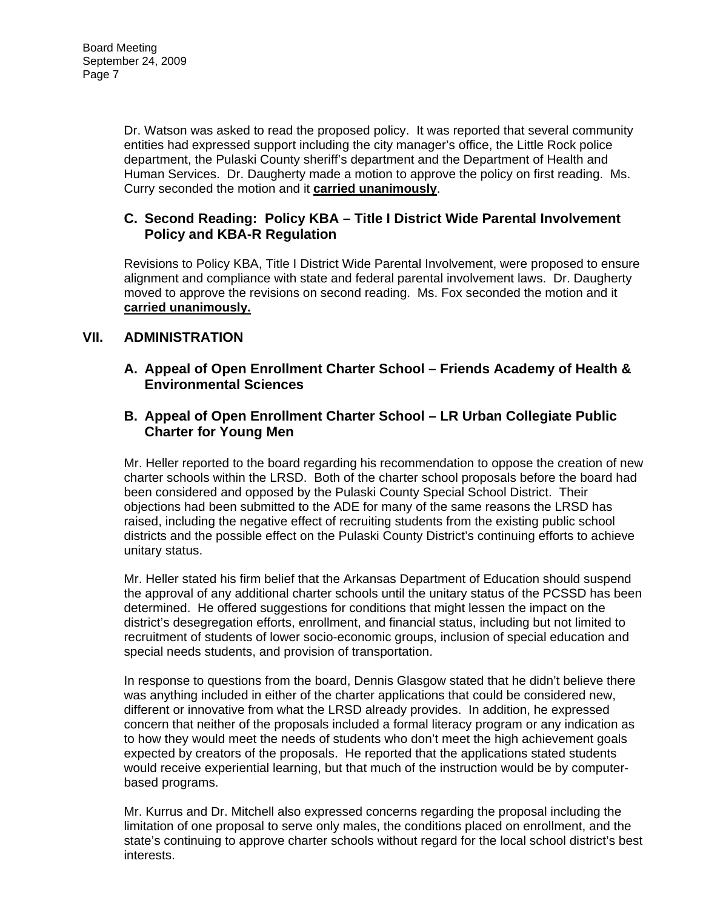Dr. Watson was asked to read the proposed policy. It was reported that several community entities had expressed support including the city manager's office, the Little Rock police department, the Pulaski County sheriff's department and the Department of Health and Human Services. Dr. Daugherty made a motion to approve the policy on first reading. Ms. Curry seconded the motion and it **carried unanimously**.

### C. Second Reading: Policy KBA – Title I District Wide Parental Involvement Policy and KBA-R Regulation

Revisions to Policy KBA, Title I District Wide Parental Involvement, were proposed to ensure alignment and compliance with state and federal parental involvement laws. Dr. Daugherty moved to approve the revisions on second reading. Ms. Fox seconded the motion and it **carried unanimously.**

## VII. ADMINISTRATION

### A. Appeal of Open Enrollment Charter School – Friends Academy of Health & Environmental Sciences

### B. Appeal of Open Enrollment Charter School – LR Urban Collegiate Public Charter for Young Men

Mr. Heller reported to the board regarding his recommendation to oppose the creation of new charter schools within the LRSD. Both of the charter school proposals before the board had been considered and opposed by the Pulaski County Special School District. Their objections had been submitted to the ADE for many of the same reasons the LRSD has raised, including the negative effect of recruiting students from the existing public school districts and the possible effect on the Pulaski County District's continuing efforts to achieve unitary status.

Mr. Heller stated his firm belief that the Arkansas Department of Education should suspend the approval of any additional charter schools until the unitary status of the PCSSD has been determined. He offered suggestions for conditions that might lessen the impact on the district's desegregation efforts, enrollment, and financial status, including but not limited to recruitment of students of lower socio-economic groups, inclusion of special education and special needs students, and provision of transportation.

In response to questions from the board, Dennis Glasgow stated that he didn't believe there was anything included in either of the charter applications that could be considered new, different or innovative from what the LRSD already provides. In addition, he expressed concern that neither of the proposals included a formal literacy program or any indication as to how they would meet the needs of students who don't meet the high achievement goals expected by creators of the proposals. He reported that the applications stated students would receive experiential learning, but that much of the instruction would be by computer-based programs.

Mr. Kurrus and Dr. Mitchell also expressed concerns regarding the proposal including the limitation of one proposal to serve only males, the conditions placed on enrollment, and the state's continuing to approve charter schools without regard for the local school district's best interests.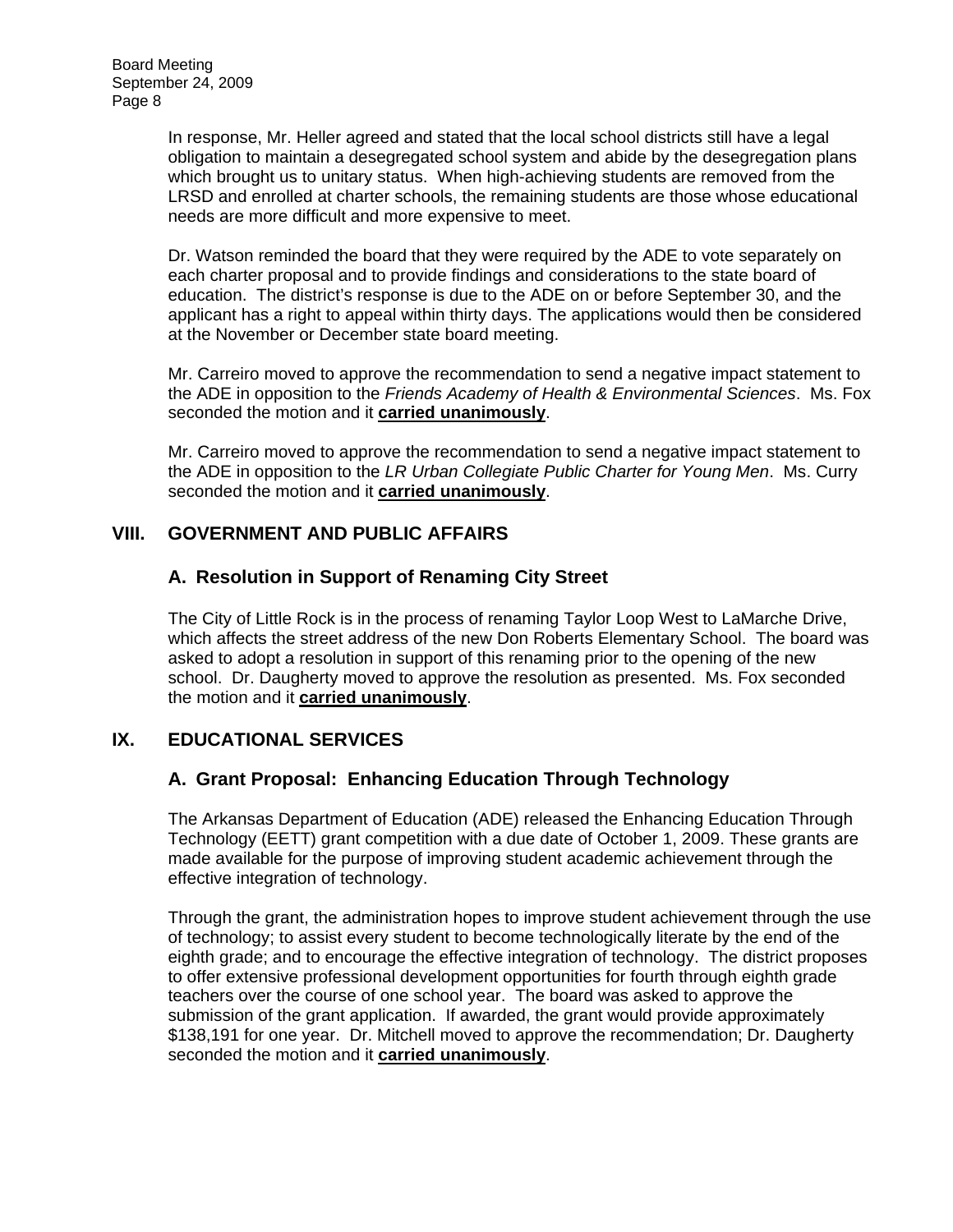In response, Mr. Heller agreed and stated that the local school districts still have a legal obligation to maintain a desegregated school system and abide by the desegregation plans which brought us to unitary status. When high-achieving students are removed from the LRSD and enrolled at charter schools, the remaining students are those whose educational needs are more difficult and more expensive to meet.

Dr. Watson reminded the board that they were required by the ADE to vote separately on each charter proposal and to provide findings and considerations to the state board of education. The district's response is due to the ADE on or before September 30, and the applicant has a right to appeal within thirty days. The applications would then be considered at the November or December state board meeting.

Mr. Carreiro moved to approve the recommendation to send a negative impact statement to the ADE in opposition to the *Friends Academy of Health & Environmental Sciences*. Ms. Fox seconded the motion and it **carried unanimously**.

Mr. Carreiro moved to approve the recommendation to send a negative impact statement to the ADE in opposition to the *LR Urban Collegiate Public Charter for Young Men*. Ms. Curry seconded the motion and it **carried unanimously**.

## VIII. GOVERNMENT AND PUBLIC AFFAIRS

### A. Resolution in Support of Renaming City Street

The City of Little Rock is in the process of renaming Taylor Loop West to LaMarche Drive, which affects the street address of the new Don Roberts Elementary School. The board was asked to adopt a resolution in support of this renaming prior to the opening of the new school. Dr. Daugherty moved to approve the resolution as presented. Ms. Fox seconded the motion and it **carried unanimously**.

## IX. EDUCATIONAL SERVICES

### A. Grant Proposal: Enhancing Education Through Technology

The Arkansas Department of Education (ADE) released the Enhancing Education Through Technology (EETT) grant competition with a due date of October 1, 2009. These grants are made available for the purpose of improving student academic achievement through the effective integration of technology.

Through the grant, the administration hopes to improve student achievement through the use of technology; to assist every student to become technologically literate by the end of the eighth grade; and to encourage the effective integration of technology. The district proposes to offer extensive professional development opportunities for fourth through eighth grade teachers over the course of one school year. The board was asked to approve the submission of the grant application. If awarded, the grant would provide approximately $138,191 for one year. Dr. Mitchell moved to approve the recommendation; Dr. Daugherty seconded the motion and it **carried unanimously**.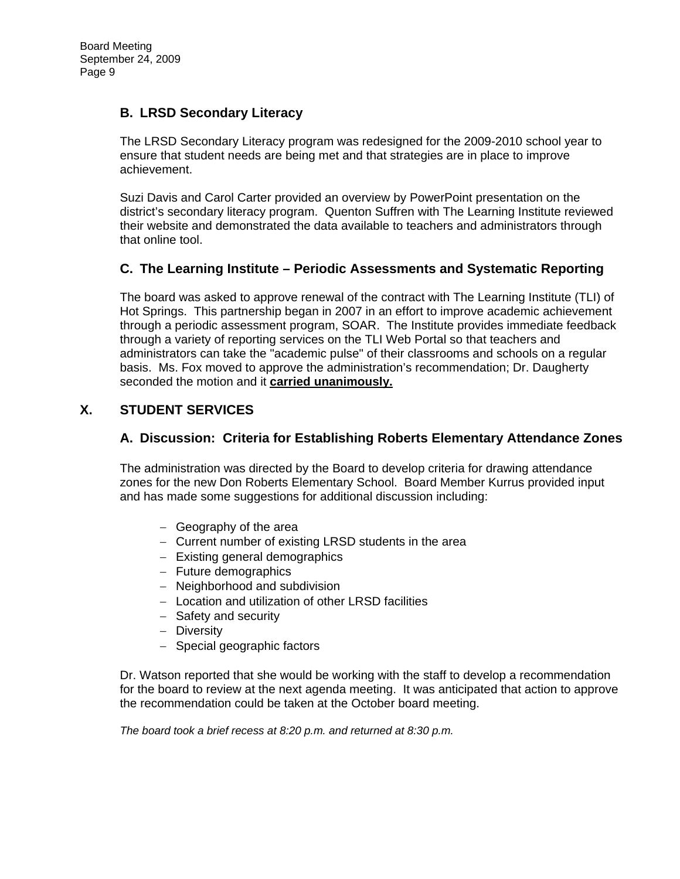### B. LRSD Secondary Literacy

The LRSD Secondary Literacy program was redesigned for the 2009-2010 school year to ensure that student needs are being met and that strategies are in place to improve achievement.

Suzi Davis and Carol Carter provided an overview by PowerPoint presentation on the district's secondary literacy program. Quenton Suffren with The Learning Institute reviewed their website and demonstrated the data available to teachers and administrators through that online tool.

### C. The Learning Institute – Periodic Assessments and Systematic Reporting

The board was asked to approve renewal of the contract with The Learning Institute (TLI) of Hot Springs. This partnership began in 2007 in an effort to improve academic achievement through a periodic assessment program, SOAR. The Institute provides immediate feedback through a variety of reporting services on the TLI Web Portal so that teachers and administrators can take the "academic pulse" of their classrooms and schools on a regular basis. Ms. Fox moved to approve the administration's recommendation; Dr. Daugherty seconded the motion and it **carried unanimously.**

## X. STUDENT SERVICES

### A. Discussion: Criteria for Establishing Roberts Elementary Attendance Zones

The administration was directed by the Board to develop criteria for drawing attendance zones for the new Don Roberts Elementary School. Board Member Kurrus provided input and has made some suggestions for additional discussion including:

- Geography of the area
- Current number of existing LRSD students in the area
- Existing general demographics
- Future demographics
- Neighborhood and subdivision
- Location and utilization of other LRSD facilities
- Safety and security
- Diversity
- Special geographic factors

Dr. Watson reported that she would be working with the staff to develop a recommendation for the board to review at the next agenda meeting. It was anticipated that action to approve the recommendation could be taken at the October board meeting.

*The board took a brief recess at 8:20 p.m. and returned at 8:30 p.m.*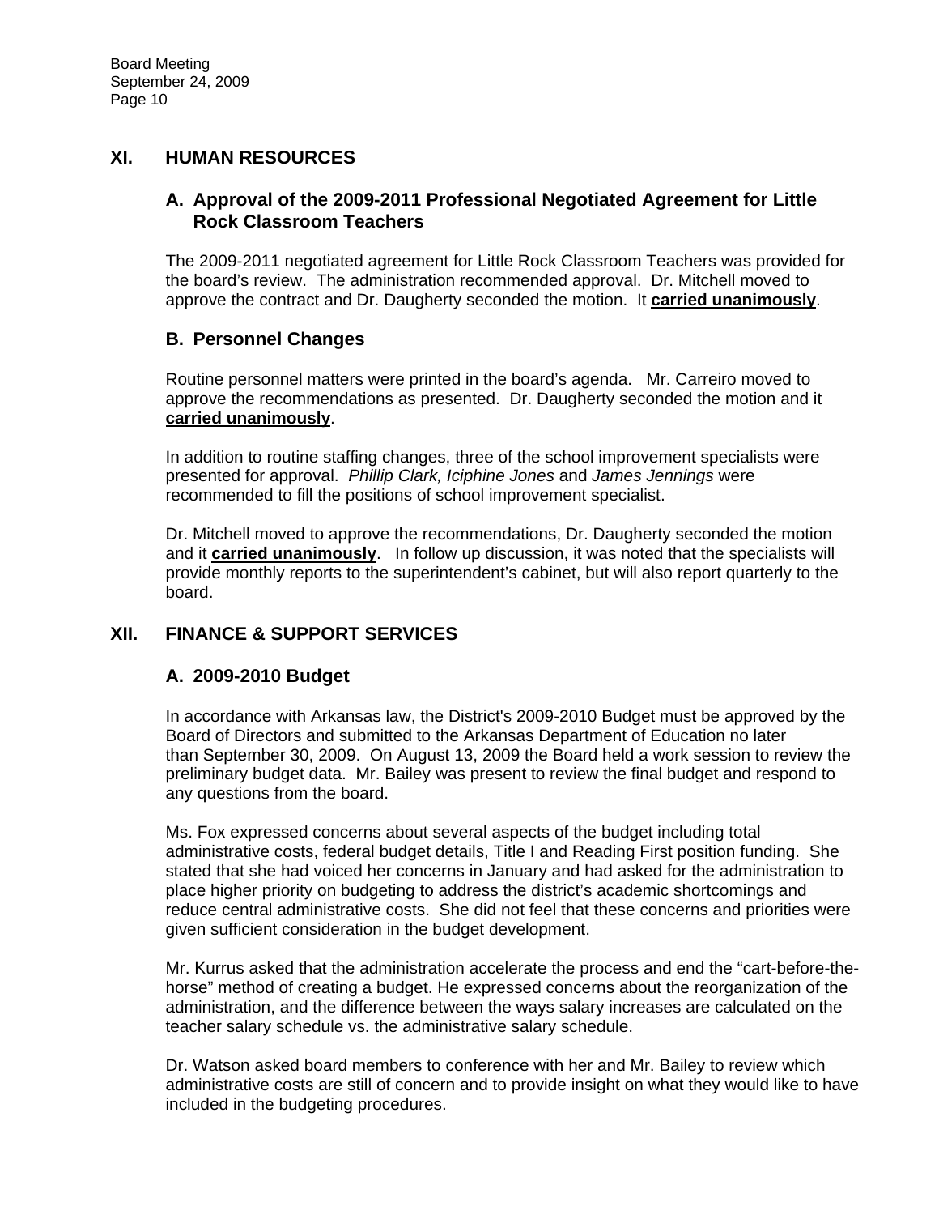## XI. HUMAN RESOURCES

### A. Approval of the 2009-2011 Professional Negotiated Agreement for Little Rock Classroom Teachers

The 2009-2011 negotiated agreement for Little Rock Classroom Teachers was provided for the board's review. The administration recommended approval. Dr. Mitchell moved to approve the contract and Dr. Daugherty seconded the motion. It **carried unanimously**.

### B. Personnel Changes

Routine personnel matters were printed in the board's agenda. Mr. Carreiro moved to approve the recommendations as presented. Dr. Daugherty seconded the motion and it **carried unanimously**.

In addition to routine staffing changes, three of the school improvement specialists were presented for approval. *Phillip Clark, Iciphine Jones* and *James Jennings* were recommended to fill the positions of school improvement specialist.

Dr. Mitchell moved to approve the recommendations, Dr. Daugherty seconded the motion and it **carried unanimously**. In follow up discussion, it was noted that the specialists will provide monthly reports to the superintendent's cabinet, but will also report quarterly to the board.

## XII. FINANCE & SUPPORT SERVICES

### A. 2009-2010 Budget

In accordance with Arkansas law, the District's 2009-2010 Budget must be approved by the Board of Directors and submitted to the Arkansas Department of Education no later than September 30, 2009. On August 13, 2009 the Board held a work session to review the preliminary budget data. Mr. Bailey was present to review the final budget and respond to any questions from the board.

Ms. Fox expressed concerns about several aspects of the budget including total administrative costs, federal budget details, Title I and Reading First position funding. She stated that she had voiced her concerns in January and had asked for the administration to place higher priority on budgeting to address the district's academic shortcomings and reduce central administrative costs. She did not feel that these concerns and priorities were given sufficient consideration in the budget development.

Mr. Kurrus asked that the administration accelerate the process and end the "cart-before-the-horse" method of creating a budget. He expressed concerns about the reorganization of the administration, and the difference between the ways salary increases are calculated on the teacher salary schedule vs. the administrative salary schedule.

Dr. Watson asked board members to conference with her and Mr. Bailey to review which administrative costs are still of concern and to provide insight on what they would like to have included in the budgeting procedures.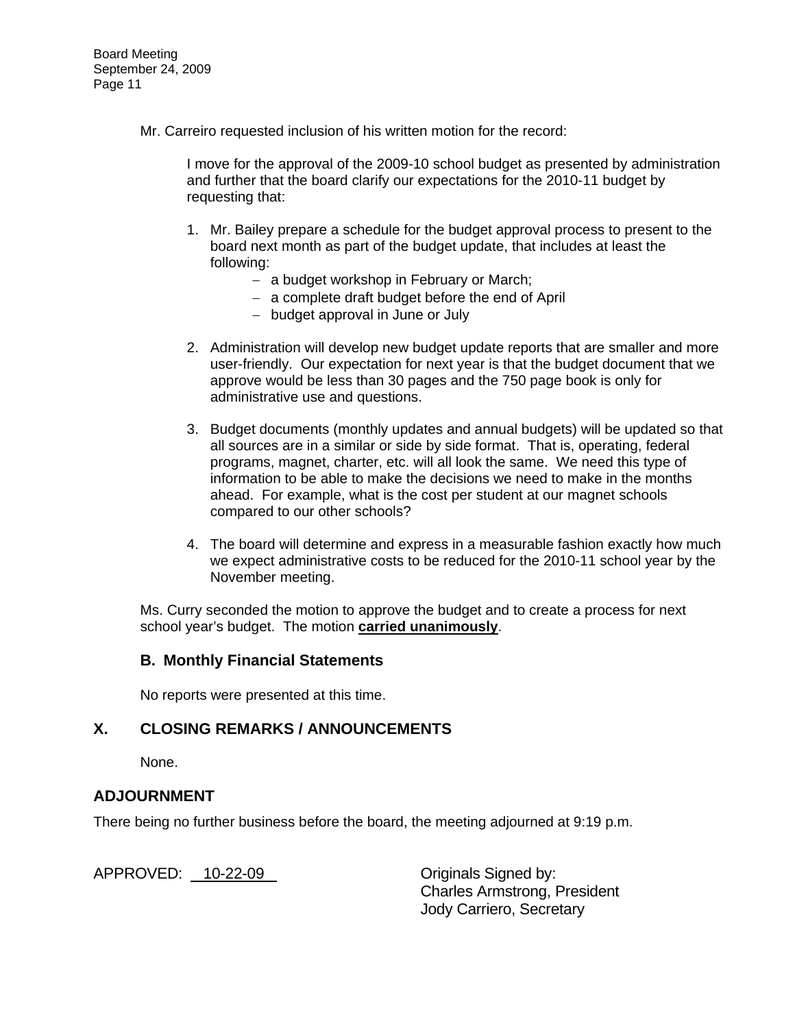Mr. Carreiro requested inclusion of his written motion for the record:

> I move for the approval of the 2009-10 school budget as presented by administration and further that the board clarify our expectations for the 2010-11 budget by requesting that:
>
> 1. Mr. Bailey prepare a schedule for the budget approval process to present to the board next month as part of the budget update, that includes at least the following:
>    - a budget workshop in February or March;
>    - a complete draft budget before the end of April
>    - budget approval in June or July
>
> 2. Administration will develop new budget update reports that are smaller and more user-friendly. Our expectation for next year is that the budget document that we approve would be less than 30 pages and the 750 page book is only for administrative use and questions.
>
> 3. Budget documents (monthly updates and annual budgets) will be updated so that all sources are in a similar or side by side format. That is, operating, federal programs, magnet, charter, etc. will all look the same. We need this type of information to be able to make the decisions we need to make in the months ahead. For example, what is the cost per student at our magnet schools compared to our other schools?
>
> 4. The board will determine and express in a measurable fashion exactly how much we expect administrative costs to be reduced for the 2010-11 school year by the November meeting.

Ms. Curry seconded the motion to approve the budget and to create a process for next school year's budget. The motion **carried unanimously**.

### B. Monthly Financial Statements

No reports were presented at this time.

## X. CLOSING REMARKS / ANNOUNCEMENTS

None.

## ADJOURNMENT

There being no further business before the board, the meeting adjourned at 9:19 p.m.

APPROVED: 10-22-09

Originals Signed by:
Charles Armstrong, President
Jody Carriero, Secretary